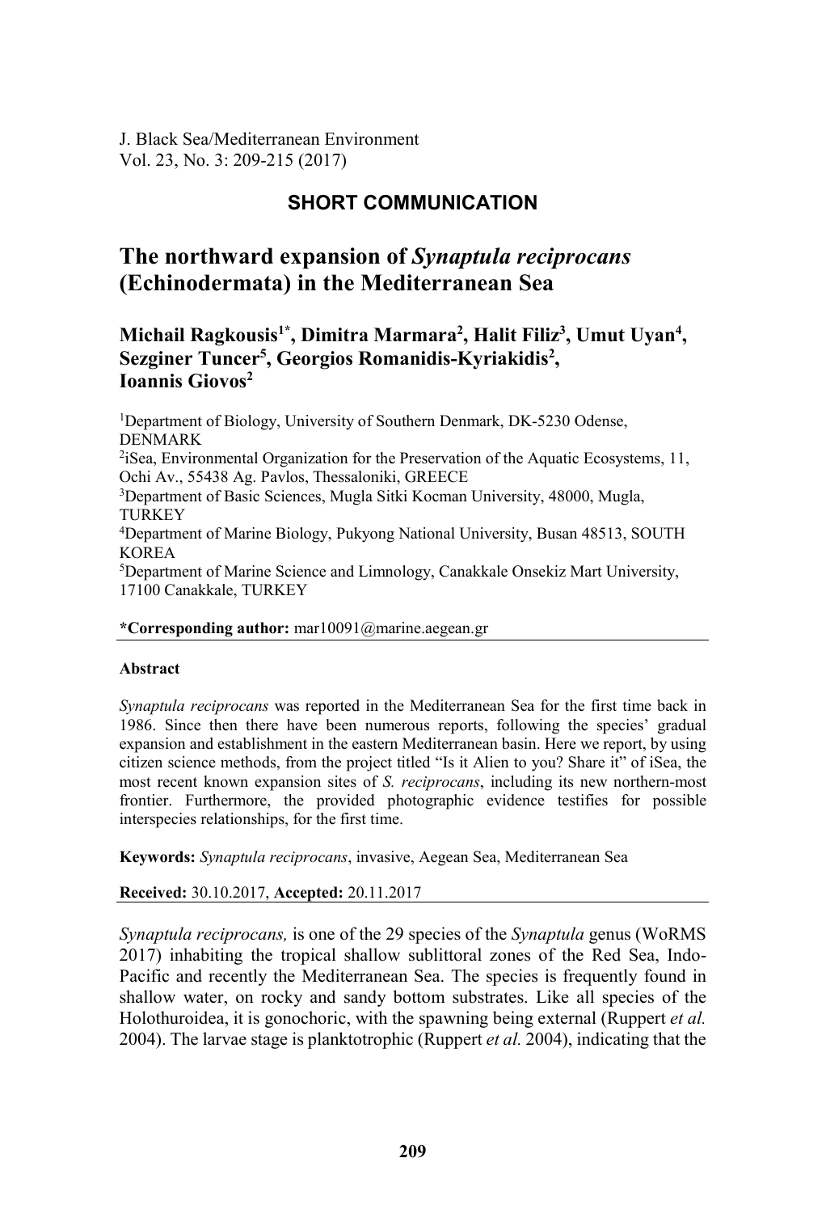SHORT COMMUNICATION

# The northward expansion of *Synaptula reciprocans* (Echinodermata) in the Mediterranean Sea

**Michail Ragkousis[1*], Dimitra Marmara[2], Halit Filiz[3], Umut Uyan[4], Sezginer Tuncer[5], Georgios Romanidis-Kyriakidis[2], Ioannis Giovos[2]**

[1]Department of Biology, University of Southern Denmark, DK-5230 Odense, DENMARK
[2]iSea, Environmental Organization for the Preservation of the Aquatic Ecosystems, 11, Ochi Av., 55438 Ag. Pavlos, Thessaloniki, GREECE
[3]Department of Basic Sciences, Mugla Sitki Kocman University, 48000, Mugla, TURKEY
[4]Department of Marine Biology, Pukyong National University, Busan 48513, SOUTH KOREA
[5]Department of Marine Science and Limnology, Canakkale Onsekiz Mart University, 17100 Canakkale, TURKEY

**\*Corresponding author:** mar10091@marine.aegean.gr

### Abstract

*Synaptula reciprocans* was reported in the Mediterranean Sea for the first time back in 1986. Since then there have been numerous reports, following the species' gradual expansion and establishment in the eastern Mediterranean basin. Here we report, by using citizen science methods, from the project titled "Is it Alien to you? Share it" of iSea, the most recent known expansion sites of *S. reciprocans*, including its new northern-most frontier. Furthermore, the provided photographic evidence testifies for possible interspecies relationships, for the first time.

**Keywords:** *Synaptula reciprocans*, invasive, Aegean Sea, Mediterranean Sea

**Received:** 30.10.2017, **Accepted:** 20.11.2017

*Synaptula reciprocans,* is one of the 29 species of the *Synaptula* genus (WoRMS 2017) inhabiting the tropical shallow sublittoral zones of the Red Sea, Indo-Pacific and recently the Mediterranean Sea. The species is frequently found in shallow water, on rocky and sandy bottom substrates. Like all species of the Holothuroidea, it is gonochoric, with the spawning being external (Ruppert *et al.* 2004). The larvae stage is planktotrophic (Ruppert *et al.* 2004), indicating that the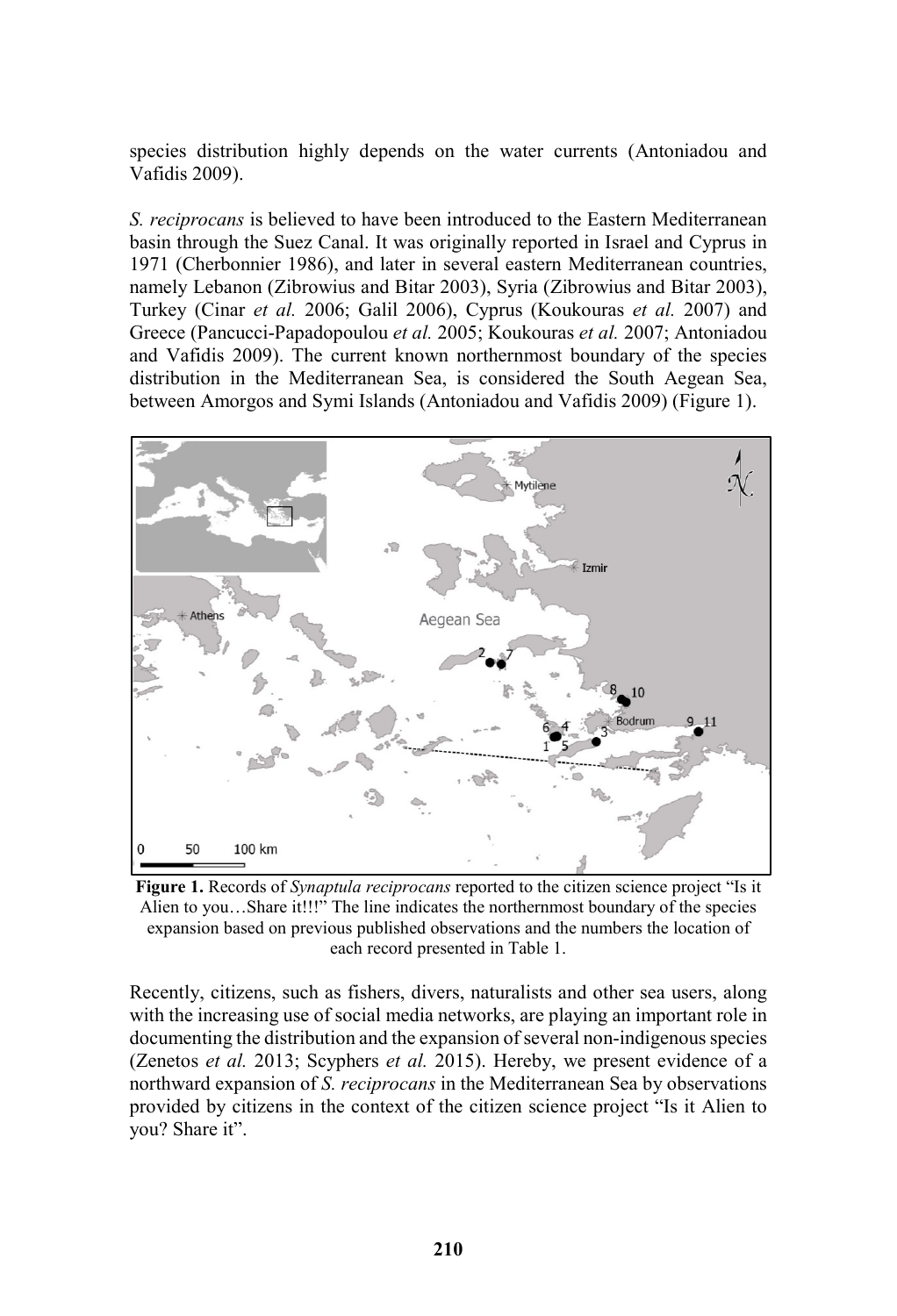species distribution highly depends on the water currents (Antoniadou and Vafidis 2009).

*S. reciprocans* is believed to have been introduced to the Eastern Mediterranean basin through the Suez Canal. It was originally reported in Israel and Cyprus in 1971 (Cherbonnier 1986), and later in several eastern Mediterranean countries, namely Lebanon (Zibrowius and Bitar 2003), Syria (Zibrowius and Bitar 2003), Turkey (Cinar *et al.* 2006; Galil 2006), Cyprus (Koukouras *et al.* 2007) and Greece (Pancucci-Papadopoulou *et al.* 2005; Koukouras *et al.* 2007; Antoniadou and Vafidis 2009). The current known northernmost boundary of the species distribution in the Mediterranean Sea, is considered the South Aegean Sea, between Amorgos and Symi Islands (Antoniadou and Vafidis 2009) (Figure 1).

**Figure 1.** Records of *Synaptula reciprocans* reported to the citizen science project "Is it Alien to you…Share it!!!" The line indicates the northernmost boundary of the species expansion based on previous published observations and the numbers the location of each record presented in Table 1.

Recently, citizens, such as fishers, divers, naturalists and other sea users, along with the increasing use of social media networks, are playing an important role in documenting the distribution and the expansion of several non-indigenous species (Zenetos *et al.* 2013; Scyphers *et al.* 2015). Hereby, we present evidence of a northward expansion of *S. reciprocans* in the Mediterranean Sea by observations provided by citizens in the context of the citizen science project "Is it Alien to you? Share it".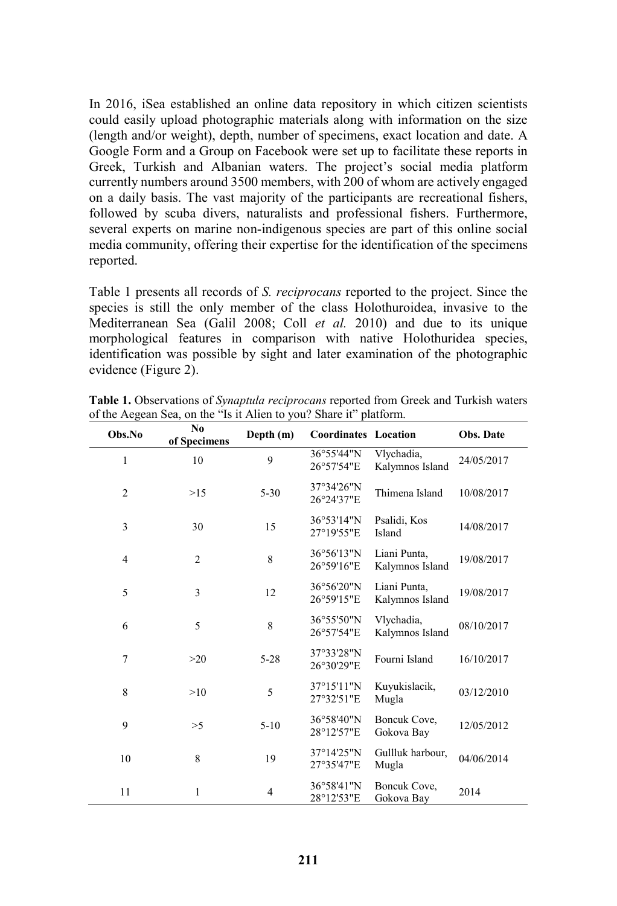In 2016, iSea established an online data repository in which citizen scientists could easily upload photographic materials along with information on the size (length and/or weight), depth, number of specimens, exact location and date. A Google Form and a Group on Facebook were set up to facilitate these reports in Greek, Turkish and Albanian waters. The project's social media platform currently numbers around 3500 members, with 200 of whom are actively engaged on a daily basis. The vast majority of the participants are recreational fishers, followed by scuba divers, naturalists and professional fishers. Furthermore, several experts on marine non-indigenous species are part of this online social media community, offering their expertise for the identification of the specimens reported.

Table 1 presents all records of *S. reciprocans* reported to the project. Since the species is still the only member of the class Holothuroidea, invasive to the Mediterranean Sea (Galil 2008; Coll *et al.* 2010) and due to its unique morphological features in comparison with native Holothuridea species, identification was possible by sight and later examination of the photographic evidence (Figure 2).

**Table 1.** Observations of *Synaptula reciprocans* reported from Greek and Turkish waters of the Aegean Sea, on the "Is it Alien to you? Share it" platform.

| Obs.No | No of Specimens | Depth (m) | Coordinates | Location | Obs. Date |
|---|---|---|---|---|---|
| 1 | 10 | 9 | 36°55'44"N 26°57'54"E | Vlychadia, Kalymnos Island | 24/05/2017 |
| 2 | >15 | 5-30 | 37°34'26"N 26°24'37"E | Thimena Island | 10/08/2017 |
| 3 | 30 | 15 | 36°53'14"N 27°19'55"E | Psalidi, Kos Island | 14/08/2017 |
| 4 | 2 | 8 | 36°56'13"N 26°59'16"E | Liani Punta, Kalymnos Island | 19/08/2017 |
| 5 | 3 | 12 | 36°56'20"N 26°59'15"E | Liani Punta, Kalymnos Island | 19/08/2017 |
| 6 | 5 | 8 | 36°55'50"N 26°57'54"E | Vlychadia, Kalymnos Island | 08/10/2017 |
| 7 | >20 | 5-28 | 37°33'28"N 26°30'29"E | Fourni Island | 16/10/2017 |
| 8 | >10 | 5 | 37°15'11"N 27°32'51"E | Kuyukislacik, Mugla | 03/12/2010 |
| 9 | >5 | 5-10 | 36°58'40"N 28°12'57"E | Boncuk Cove, Gokova Bay | 12/05/2012 |
| 10 | 8 | 19 | 37°14'25"N 27°35'47"E | Gullluk harbour, Mugla | 04/06/2014 |
| 11 | 1 | 4 | 36°58'41"N 28°12'53"E | Boncuk Cove, Gokova Bay | 2014 |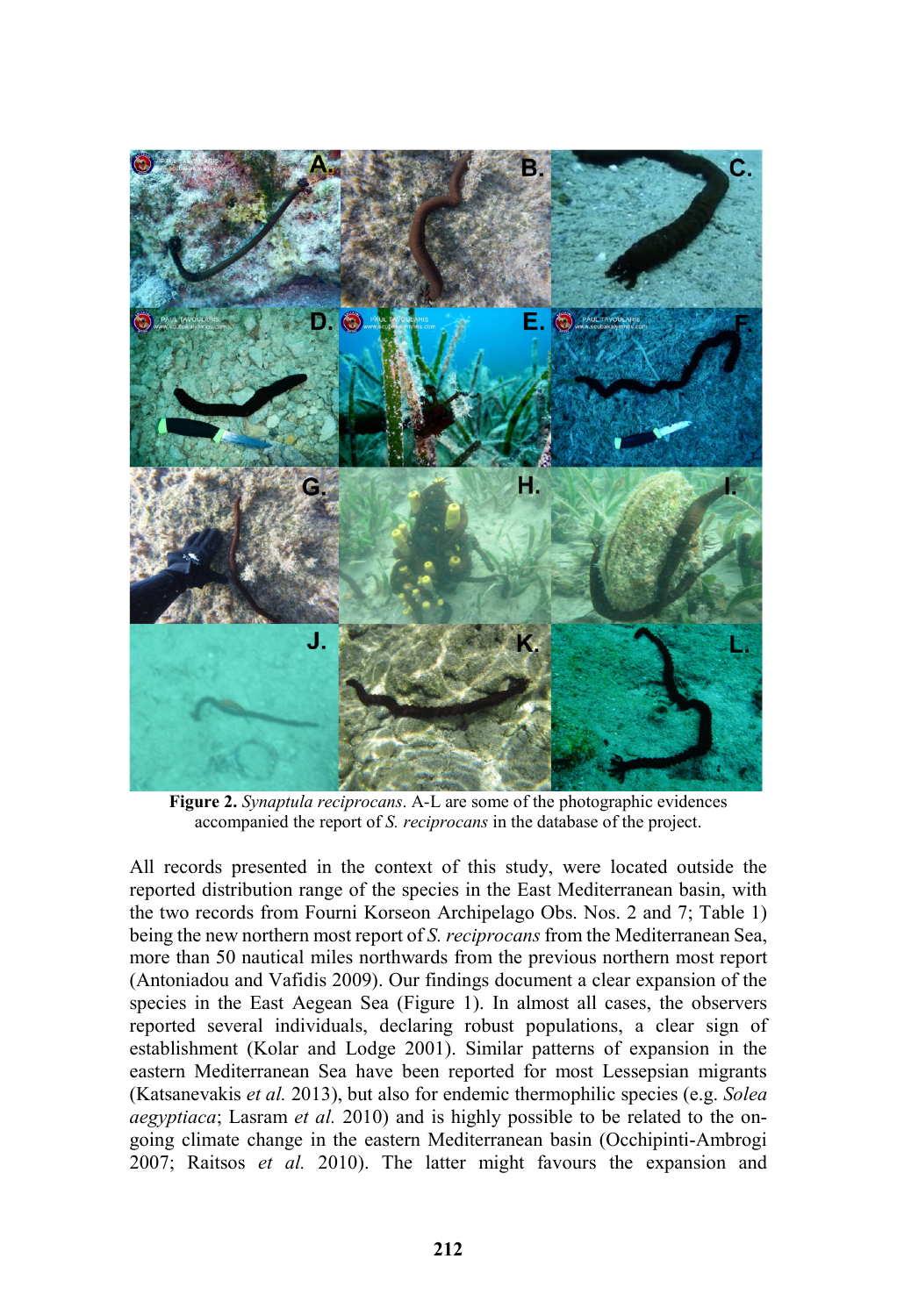**Figure 2.** *Synaptula reciprocans*. A-L are some of the photographic evidences accompanied the report of *S. reciprocans* in the database of the project.

All records presented in the context of this study, were located outside the reported distribution range of the species in the East Mediterranean basin, with the two records from Fourni Korseon Archipelago Obs. Nos. 2 and 7; Table 1) being the new northern most report of *S. reciprocans* from the Mediterranean Sea, more than 50 nautical miles northwards from the previous northern most report (Antoniadou and Vafidis 2009). Our findings document a clear expansion of the species in the East Aegean Sea (Figure 1). In almost all cases, the observers reported several individuals, declaring robust populations, a clear sign of establishment (Kolar and Lodge 2001). Similar patterns of expansion in the eastern Mediterranean Sea have been reported for most Lessepsian migrants (Katsanevakis *et al.* 2013), but also for endemic thermophilic species (e.g. *Solea aegyptiaca*; Lasram *et al.* 2010) and is highly possible to be related to the on-going climate change in the eastern Mediterranean basin (Occhipinti-Ambrogi 2007; Raitsos *et al.* 2010). The latter might favours the expansion and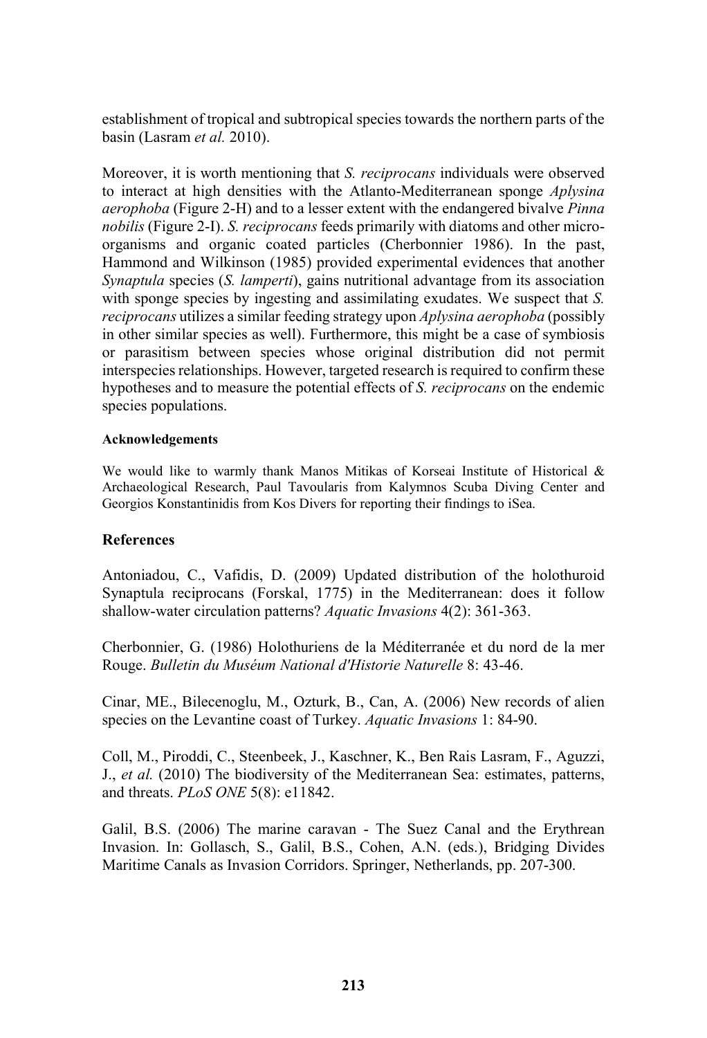establishment of tropical and subtropical species towards the northern parts of the basin (Lasram *et al.* 2010).

Moreover, it is worth mentioning that *S. reciprocans* individuals were observed to interact at high densities with the Atlanto-Mediterranean sponge *Aplysina aerophoba* (Figure 2-H) and to a lesser extent with the endangered bivalve *Pinna nobilis* (Figure 2-I). *S. reciprocans* feeds primarily with diatoms and other micro-organisms and organic coated particles (Cherbonnier 1986). In the past, Hammond and Wilkinson (1985) provided experimental evidences that another *Synaptula* species (*S. lamperti*), gains nutritional advantage from its association with sponge species by ingesting and assimilating exudates. We suspect that *S. reciprocans* utilizes a similar feeding strategy upon *Aplysina aerophoba* (possibly in other similar species as well). Furthermore, this might be a case of symbiosis or parasitism between species whose original distribution did not permit interspecies relationships. However, targeted research is required to confirm these hypotheses and to measure the potential effects of *S. reciprocans* on the endemic species populations.

#### Acknowledgements

We would like to warmly thank Manos Mitikas of Korseai Institute of Historical & Archaeological Research, Paul Tavoularis from Kalymnos Scuba Diving Center and Georgios Konstantinidis from Kos Divers for reporting their findings to iSea.

### References

Antoniadou, C., Vafidis, D. (2009) Updated distribution of the holothuroid Synaptula reciprocans (Forskal, 1775) in the Mediterranean: does it follow shallow-water circulation patterns? *Aquatic Invasions* 4(2): 361-363.

Cherbonnier, G. (1986) Holothuriens de la Méditerranée et du nord de la mer Rouge. *Bulletin du Muséum National d'Historie Naturelle* 8: 43-46.

Cinar, ME., Bilecenoglu, M., Ozturk, B., Can, A. (2006) New records of alien species on the Levantine coast of Turkey. *Aquatic Invasions* 1: 84-90.

Coll, M., Piroddi, C., Steenbeek, J., Kaschner, K., Ben Rais Lasram, F., Aguzzi, J., *et al.* (2010) The biodiversity of the Mediterranean Sea: estimates, patterns, and threats. *PLoS ONE* 5(8): e11842.

Galil, B.S. (2006) The marine caravan - The Suez Canal and the Erythrean Invasion. In: Gollasch, S., Galil, B.S., Cohen, A.N. (eds.), Bridging Divides Maritime Canals as Invasion Corridors. Springer, Netherlands, pp. 207-300.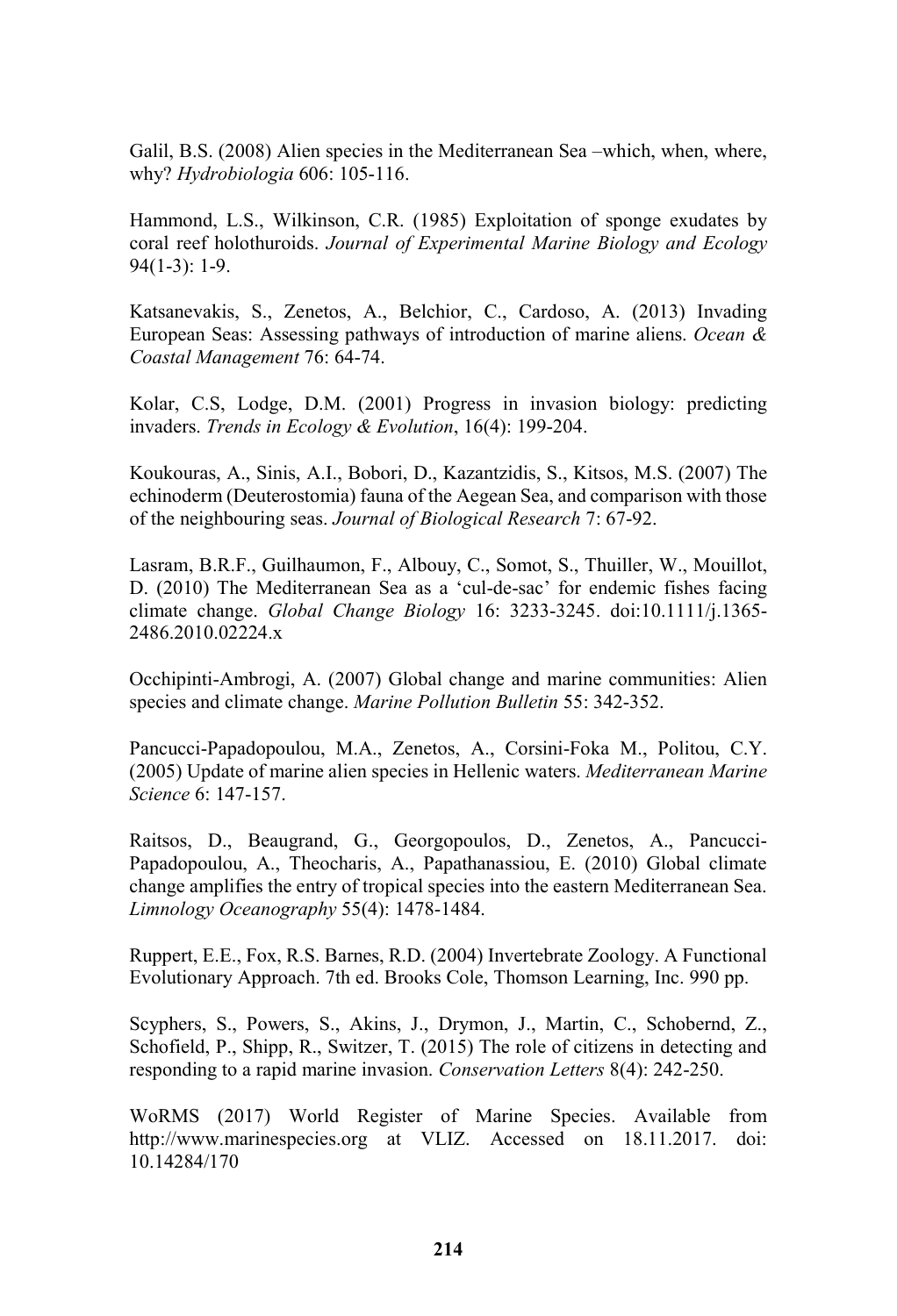Galil, B.S. (2008) Alien species in the Mediterranean Sea –which, when, where, why? *Hydrobiologia* 606: 105-116.

Hammond, L.S., Wilkinson, C.R. (1985) Exploitation of sponge exudates by coral reef holothuroids. *Journal of Experimental Marine Biology and Ecology* 94(1-3): 1-9.

Katsanevakis, S., Zenetos, A., Belchior, C., Cardoso, A. (2013) Invading European Seas: Assessing pathways of introduction of marine aliens. *Ocean & Coastal Management* 76: 64-74.

Kolar, C.S, Lodge, D.M. (2001) Progress in invasion biology: predicting invaders. *Trends in Ecology & Evolution*, 16(4): 199-204.

Koukouras, A., Sinis, A.I., Bobori, D., Kazantzidis, S., Kitsos, M.S. (2007) The echinoderm (Deuterostomia) fauna of the Aegean Sea, and comparison with those of the neighbouring seas. *Journal of Biological Research* 7: 67-92.

Lasram, B.R.F., Guilhaumon, F., Albouy, C., Somot, S., Thuiller, W., Mouillot, D. (2010) The Mediterranean Sea as a 'cul-de-sac' for endemic fishes facing climate change. *Global Change Biology* 16: 3233-3245. doi:10.1111/j.1365-2486.2010.02224.x

Occhipinti-Ambrogi, A. (2007) Global change and marine communities: Alien species and climate change. *Marine Pollution Bulletin* 55: 342-352.

Pancucci-Papadopoulou, M.A., Zenetos, A., Corsini-Foka M., Politou, C.Y. (2005) Update of marine alien species in Hellenic waters. *Mediterranean Marine Science* 6: 147-157.

Raitsos, D., Beaugrand, G., Georgopoulos, D., Zenetos, A., Pancucci-Papadopoulou, A., Theocharis, A., Papathanassiou, E. (2010) Global climate change amplifies the entry of tropical species into the eastern Mediterranean Sea. *Limnology Oceanography* 55(4): 1478-1484.

Ruppert, E.E., Fox, R.S. Barnes, R.D. (2004) Invertebrate Zoology. A Functional Evolutionary Approach. 7th ed. Brooks Cole, Thomson Learning, Inc. 990 pp.

Scyphers, S., Powers, S., Akins, J., Drymon, J., Martin, C., Schobernd, Z., Schofield, P., Shipp, R., Switzer, T. (2015) The role of citizens in detecting and responding to a rapid marine invasion. *Conservation Letters* 8(4): 242-250.

WoRMS (2017) World Register of Marine Species. Available from http://www.marinespecies.org at VLIZ. Accessed on 18.11.2017. doi: 10.14284/170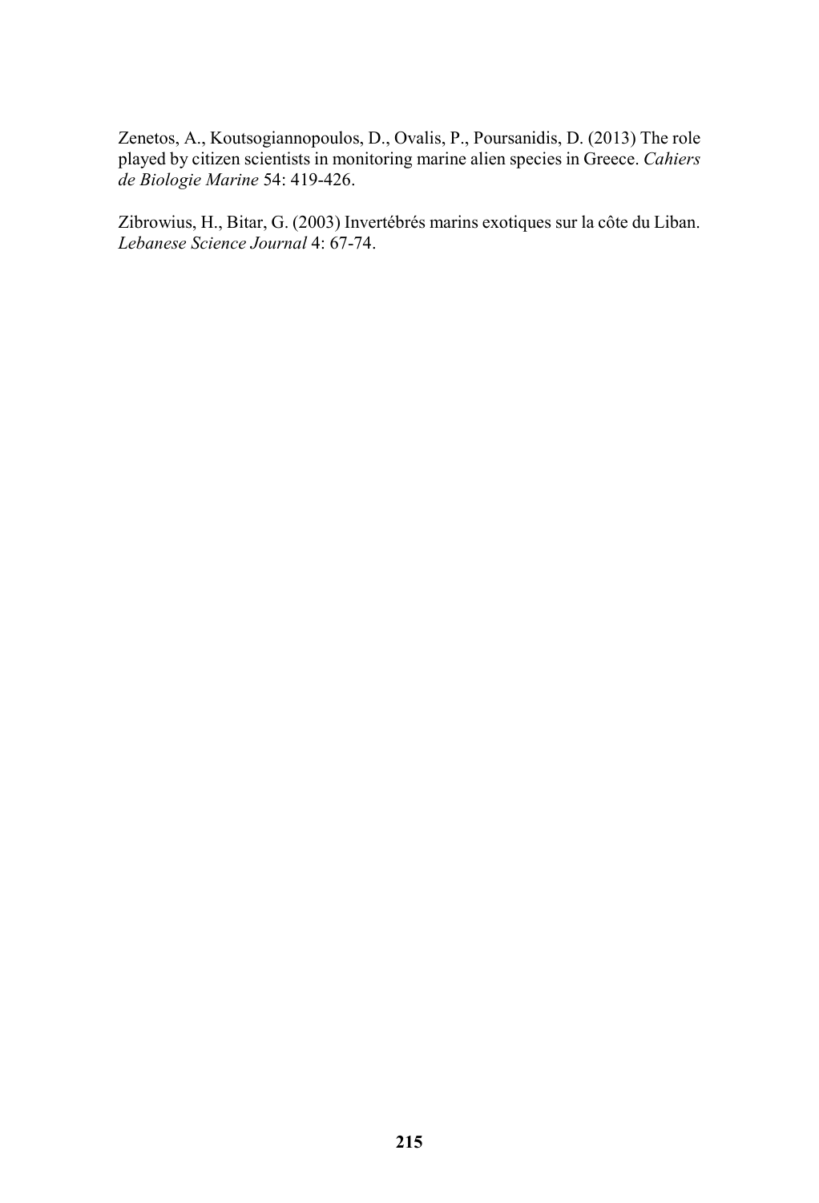Zenetos, A., Koutsogiannopoulos, D., Ovalis, P., Poursanidis, D. (2013) The role played by citizen scientists in monitoring marine alien species in Greece. *Cahiers de Biologie Marine* 54: 419-426.

Zibrowius, H., Bitar, G. (2003) Invertébrés marins exotiques sur la côte du Liban. *Lebanese Science Journal* 4: 67-74.